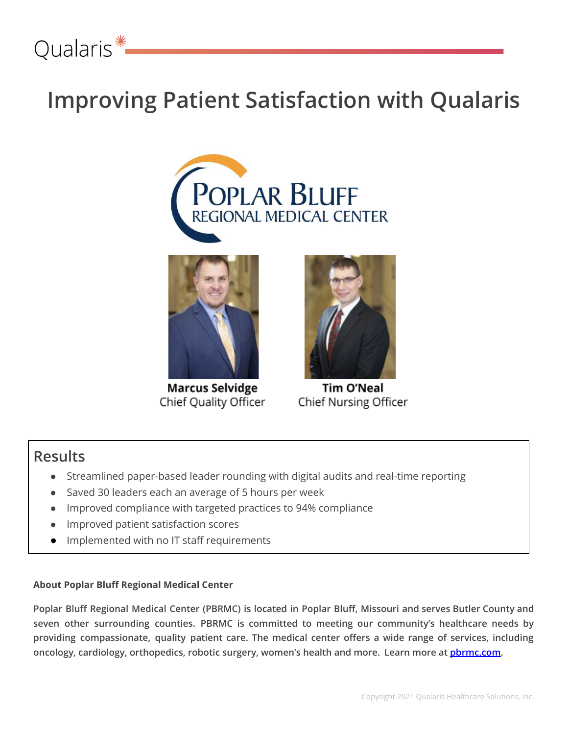Qualaris

# Improving Patient Satisfaction with Qualaris

Poplar Bluff Regional Medical Center

**Marcus Selvidge**
Chief Quality Officer

**Tim O'Neal**
Chief Nursing Officer

## Results

- Streamlined paper-based leader rounding with digital audits and real-time reporting
- Saved 30 leaders each an average of 5 hours per week
- Improved compliance with targeted practices to 94% compliance
- Improved patient satisfaction scores
- Implemented with no IT staff requirements

**About Poplar Bluff Regional Medical Center**

**Poplar Bluff Regional Medical Center (PBRMC) is located in Poplar Bluff, Missouri and serves Butler County and seven other surrounding counties. PBRMC is committed to meeting our community's healthcare needs by providing compassionate, quality patient care. The medical center offers a wide range of services, including oncology, cardiology, orthopedics, robotic surgery, women's health and more. Learn more at [pbrmc.com](pbrmc.com).**

Copyright 2021 Qualaris Healthcare Solutions, Inc.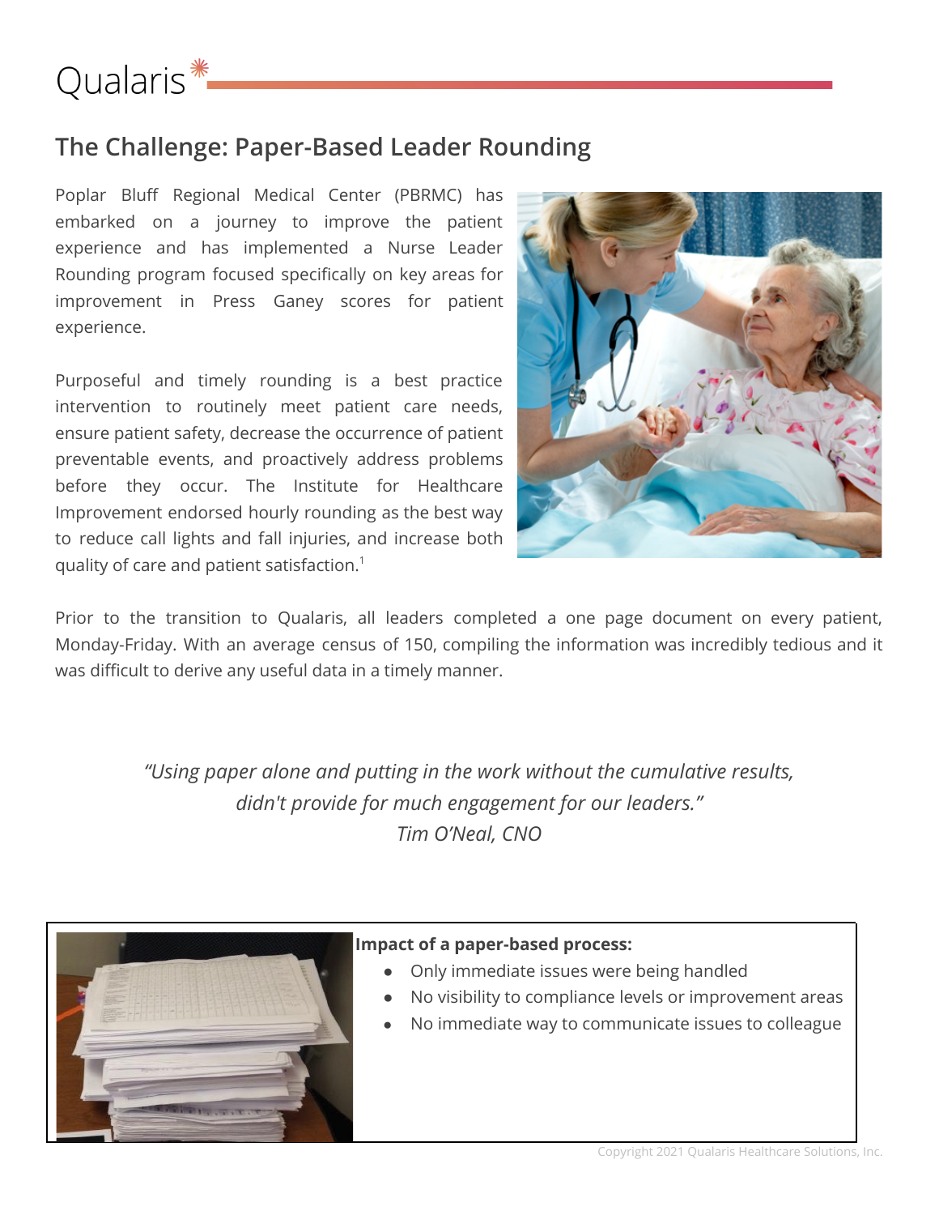Qualaris

## The Challenge: Paper-Based Leader Rounding

Poplar Bluff Regional Medical Center (PBRMC) has embarked on a journey to improve the patient experience and has implemented a Nurse Leader Rounding program focused specifically on key areas for improvement in Press Ganey scores for patient experience.

Purposeful and timely rounding is a best practice intervention to routinely meet patient care needs, ensure patient safety, decrease the occurrence of patient preventable events, and proactively address problems before they occur. The Institute for Healthcare Improvement endorsed hourly rounding as the best way to reduce call lights and fall injuries, and increase both quality of care and patient satisfaction.[1]

Prior to the transition to Qualaris, all leaders completed a one page document on every patient, Monday-Friday. With an average census of 150, compiling the information was incredibly tedious and it was difficult to derive any useful data in a timely manner.

*"Using paper alone and putting in the work without the cumulative results, didn't provide for much engagement for our leaders."*
*Tim O'Neal, CNO*

**Impact of a paper-based process:**

- Only immediate issues were being handled
- No visibility to compliance levels or improvement areas
- No immediate way to communicate issues to colleague

Copyright 2021 Qualaris Healthcare Solutions, Inc.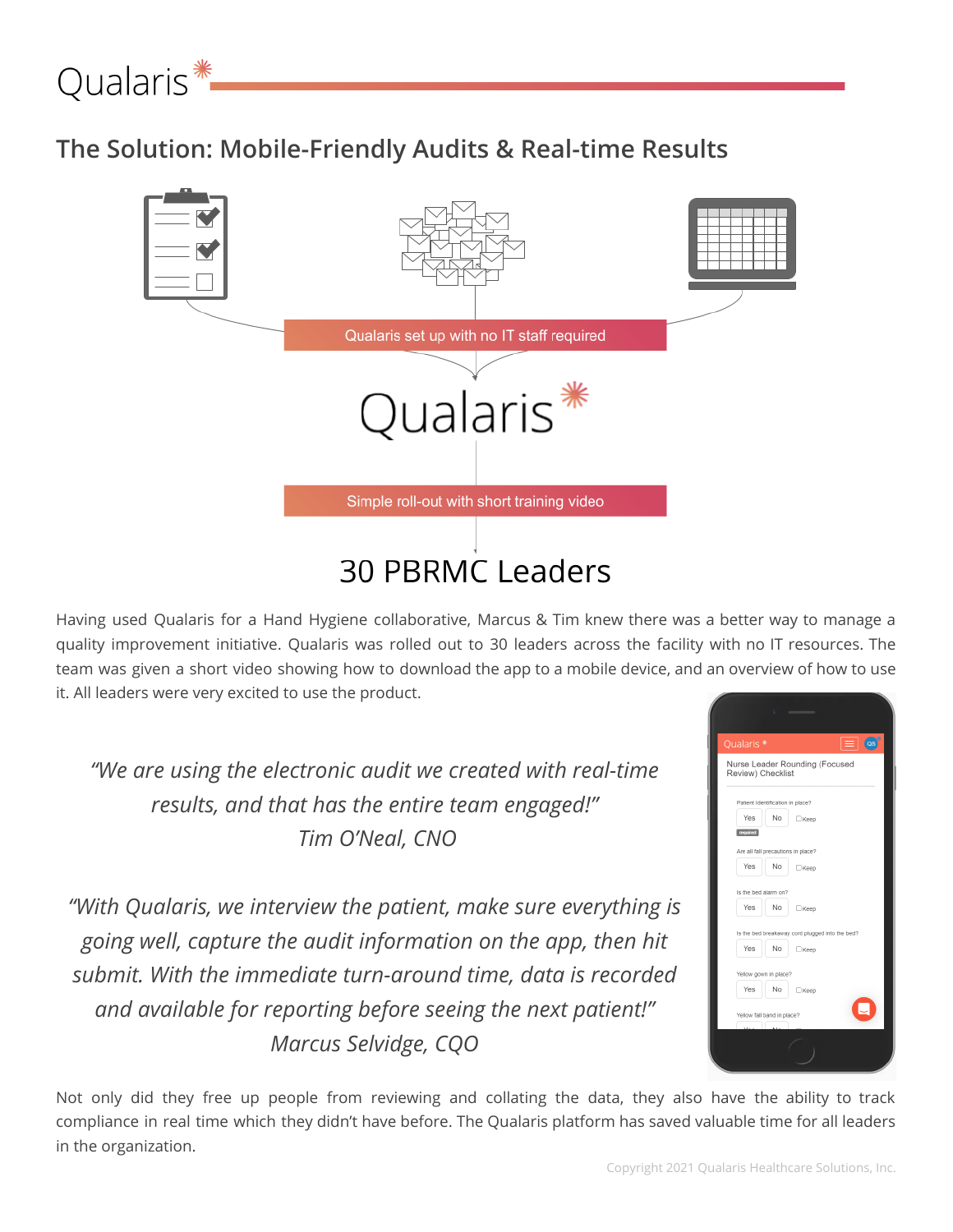## The Solution: Mobile-Friendly Audits & Real-time Results

Qualaris set up with no IT staff required

Qualaris

Simple roll-out with short training video

30 PBRMC Leaders

Having used Qualaris for a Hand Hygiene collaborative, Marcus & Tim knew there was a better way to manage a quality improvement initiative. Qualaris was rolled out to 30 leaders across the facility with no IT resources. The team was given a short video showing how to download the app to a mobile device, and an overview of how to use it. All leaders were very excited to use the product.

*"We are using the electronic audit we created with real-time results, and that has the entire team engaged!"*
*Tim O'Neal, CNO*

*"With Qualaris, we interview the patient, make sure everything is going well, capture the audit information on the app, then hit submit. With the immediate turn-around time, data is recorded and available for reporting before seeing the next patient!"*
*Marcus Selvidge, CQO*

Not only did they free up people from reviewing and collating the data, they also have the ability to track compliance in real time which they didn't have before. The Qualaris platform has saved valuable time for all leaders in the organization.

Copyright 2021 Qualaris Healthcare Solutions, Inc.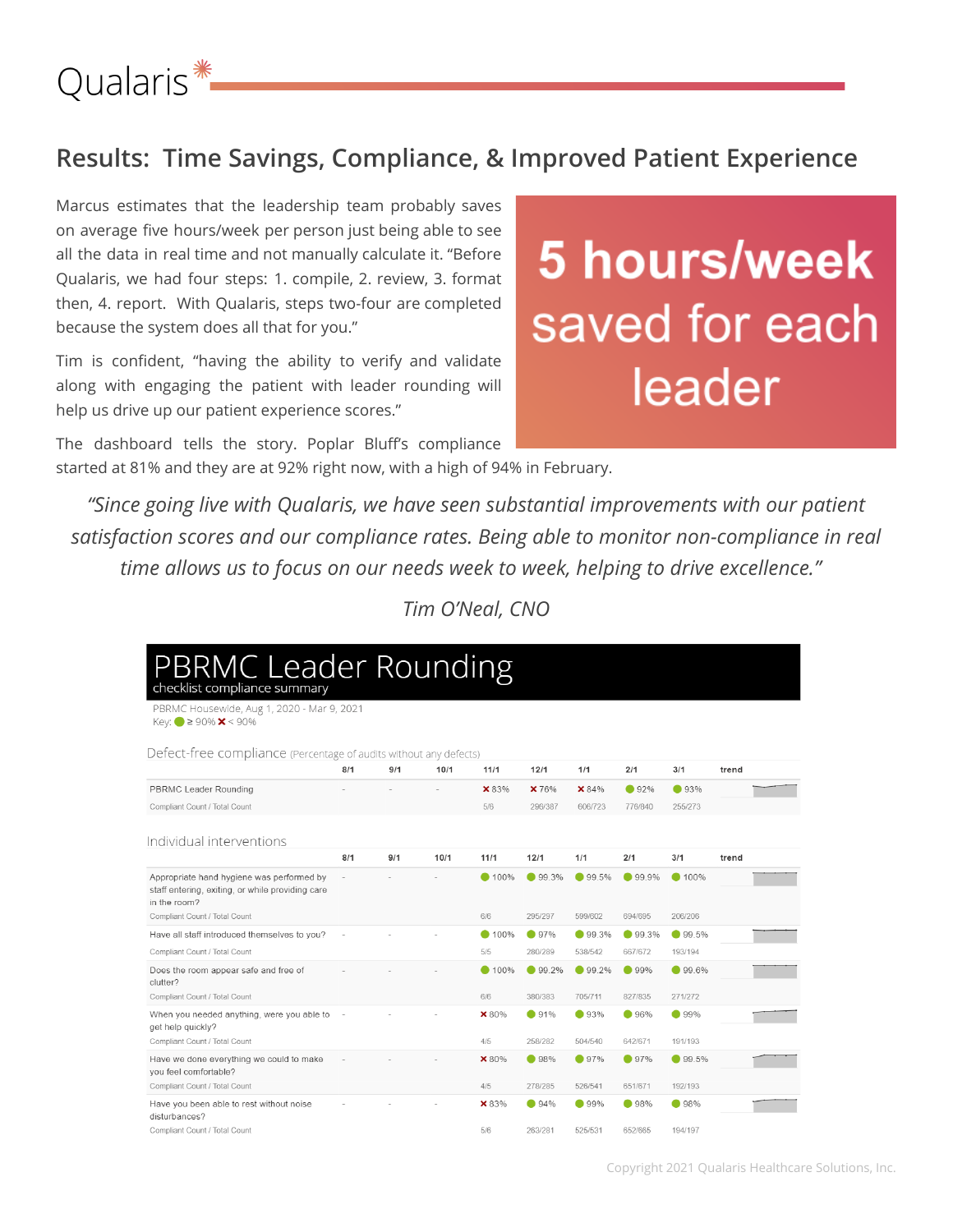# Results: Time Savings, Compliance, & Improved Patient Experience

Marcus estimates that the leadership team probably saves on average five hours/week per person just being able to see all the data in real time and not manually calculate it. "Before Qualaris, we had four steps: 1. compile, 2. review, 3. format then, 4. report. With Qualaris, steps two-four are completed because the system does all that for you."

**5 hours/week saved for each leader**

Tim is confident, "having the ability to verify and validate along with engaging the patient with leader rounding will help us drive up our patient experience scores."

The dashboard tells the story. Poplar Bluff's compliance started at 81% and they are at 92% right now, with a high of 94% in February.

*"Since going live with Qualaris, we have seen substantial improvements with our patient satisfaction scores and our compliance rates. Being able to monitor non-compliance in real time allows us to focus on our needs week to week, helping to drive excellence."*

*Tim O'Neal, CNO*

## PBRMC Leader Rounding

checklist compliance summary

PBRMC Housewide, Aug 1, 2020 - Mar 9, 2021

Key: ● ≥ 90% ✕ < 90%

### Defect-free compliance (Percentage of audits without any defects)

| | 8/1 | 9/1 | 10/1 | 11/1 | 12/1 | 1/1 | 2/1 | 3/1 | trend |
|---|---|---|---|---|---|---|---|---|---|
| PBRMC Leader Rounding | - | - | - | ✕ 83% | ✕ 76% | ✕ 84% | ● 92% | ● 93% | |
| Compliant Count / Total Count | | | | 5/6 | 296/387 | 606/723 | 776/840 | 255/273 | |

### Individual interventions

| | 8/1 | 9/1 | 10/1 | 11/1 | 12/1 | 1/1 | 2/1 | 3/1 | trend |
|---|---|---|---|---|---|---|---|---|---|
| Appropriate hand hygiene was performed by staff entering, exiting, or while providing care in the room? | - | - | - | ● 100% | ● 99.3% | ● 99.5% | ● 99.9% | ● 100% | |
| Compliant Count / Total Count | | | | 6/6 | 295/297 | 599/602 | 694/695 | 206/206 | |
| Have all staff introduced themselves to you? | - | - | - | ● 100% | ● 97% | ● 99.3% | ● 99.3% | ● 99.5% | |
| Compliant Count / Total Count | | | | 5/5 | 280/289 | 538/542 | 667/672 | 193/194 | |
| Does the room appear safe and free of clutter? | - | - | - | ● 100% | ● 99.2% | ● 99.2% | ● 99% | ● 99.6% | |
| Compliant Count / Total Count | | | | 6/6 | 380/383 | 705/711 | 827/835 | 271/272 | |
| When you needed anything, were you able to get help quickly? | - | - | - | ✕ 80% | ● 91% | ● 93% | ● 96% | ● 99% | |
| Compliant Count / Total Count | | | | 4/5 | 258/282 | 504/540 | 642/671 | 191/193 | |
| Have we done everything we could to make you feel comfortable? | - | - | - | ✕ 80% | ● 98% | ● 97% | ● 97% | ● 99.5% | |
| Compliant Count / Total Count | | | | 4/5 | 278/285 | 526/541 | 651/671 | 192/193 | |
| Have you been able to rest without noise disturbances? | - | - | - | ✕ 83% | ● 94% | ● 99% | ● 98% | ● 98% | |
| Compliant Count / Total Count | | | | 5/6 | 263/281 | 525/531 | 652/665 | 194/197 | |

Copyright 2021 Qualaris Healthcare Solutions, Inc.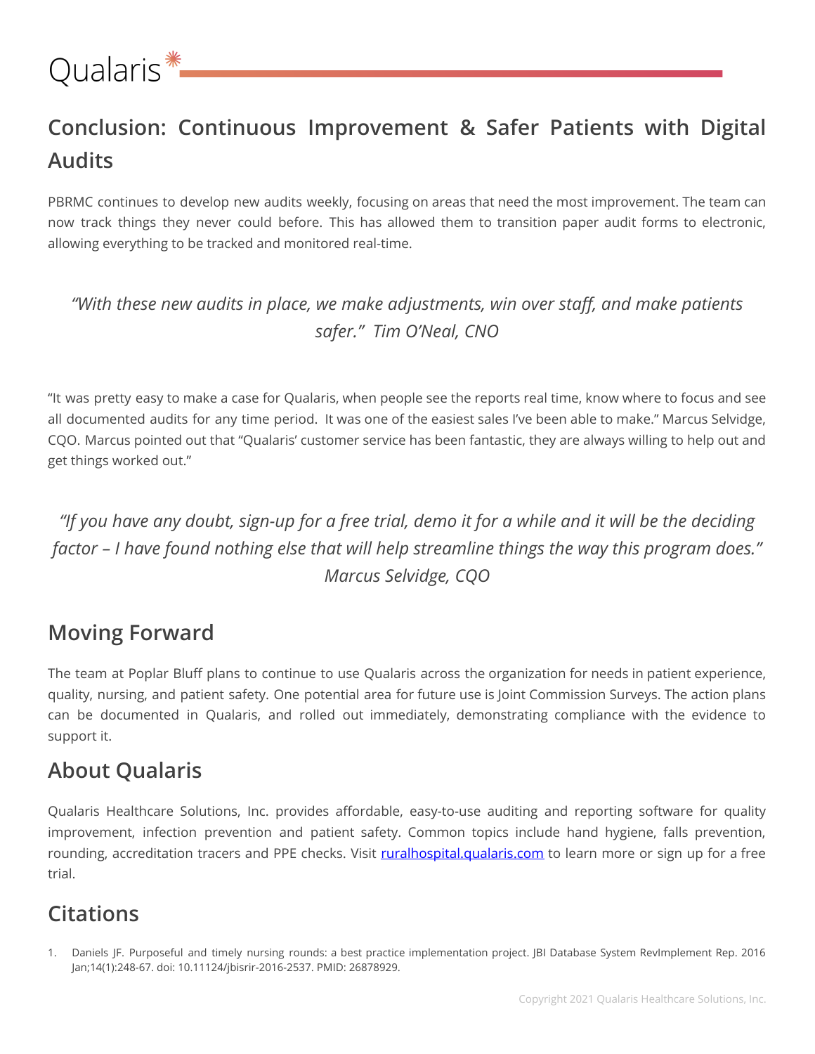## Conclusion: Continuous Improvement & Safer Patients with Digital Audits

PBRMC continues to develop new audits weekly, focusing on areas that need the most improvement. The team can now track things they never could before. This has allowed them to transition paper audit forms to electronic, allowing everything to be tracked and monitored real-time.

> *"With these new audits in place, we make adjustments, win over staff, and make patients safer." Tim O'Neal, CNO*

"It was pretty easy to make a case for Qualaris, when people see the reports real time, know where to focus and see all documented audits for any time period. It was one of the easiest sales I've been able to make." Marcus Selvidge, CQO. Marcus pointed out that "Qualaris' customer service has been fantastic, they are always willing to help out and get things worked out."

> *"If you have any doubt, sign-up for a free trial, demo it for a while and it will be the deciding factor – I have found nothing else that will help streamline things the way this program does." Marcus Selvidge, CQO*

## Moving Forward

The team at Poplar Bluff plans to continue to use Qualaris across the organization for needs in patient experience, quality, nursing, and patient safety. One potential area for future use is Joint Commission Surveys. The action plans can be documented in Qualaris, and rolled out immediately, demonstrating compliance with the evidence to support it.

## About Qualaris

Qualaris Healthcare Solutions, Inc. provides affordable, easy-to-use auditing and reporting software for quality improvement, infection prevention and patient safety. Common topics include hand hygiene, falls prevention, rounding, accreditation tracers and PPE checks. Visit [ruralhospital.qualaris.com](ruralhospital.qualaris.com) to learn more or sign up for a free trial.

## Citations

1. Daniels JF. Purposeful and timely nursing rounds: a best practice implementation project. JBI Database System RevImplement Rep. 2016 Jan;14(1):248-67. doi: 10.11124/jbisrir-2016-2537. PMID: 26878929.

Copyright 2021 Qualaris Healthcare Solutions, Inc.